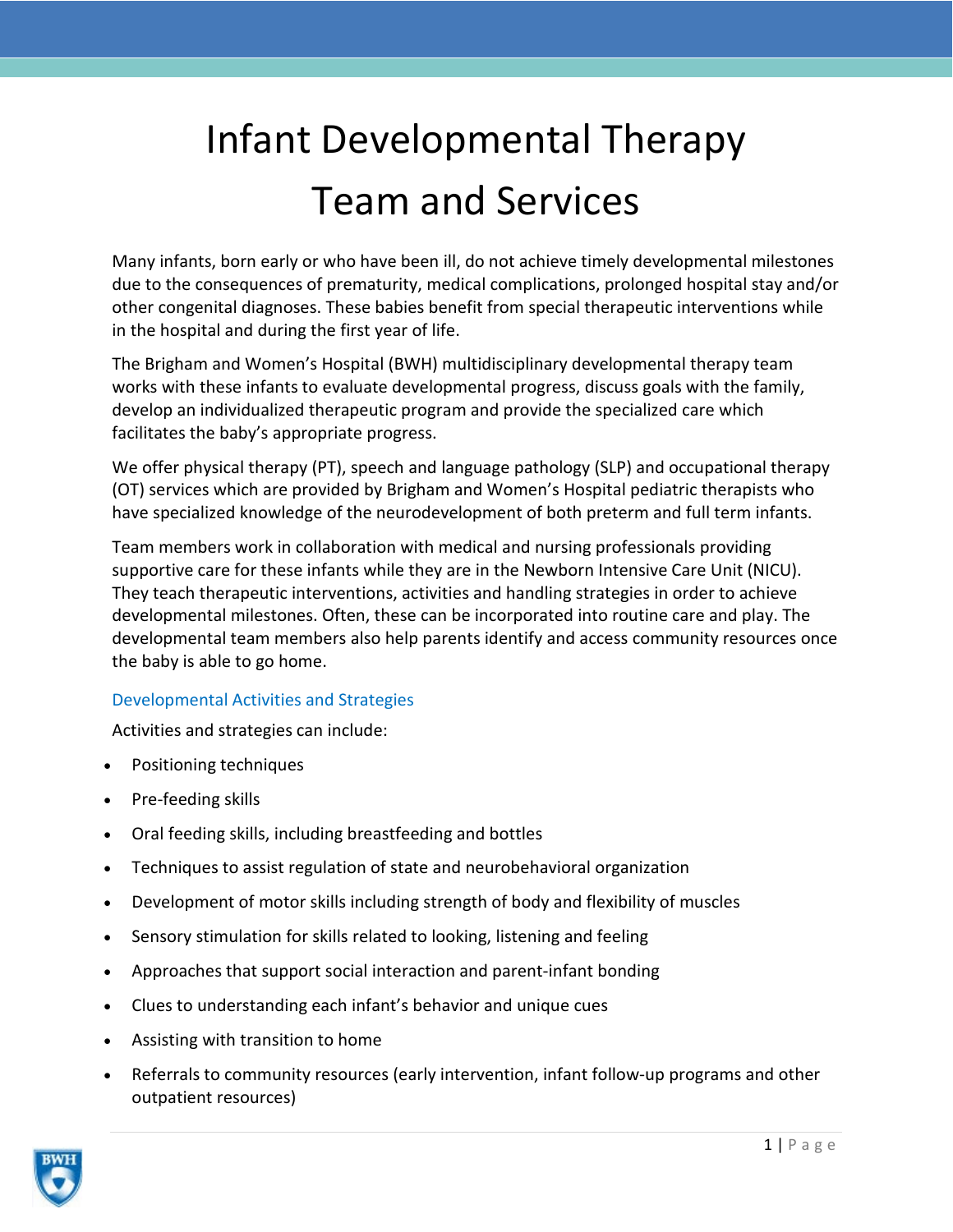# Infant Developmental Therapy Team and Services

Many infants, born early or who have been ill, do not achieve timely developmental milestones due to the consequences of prematurity, medical complications, prolonged hospital stay and/or other congenital diagnoses. These babies benefit from special therapeutic interventions while in the hospital and during the first year of life.

The Brigham and Women's Hospital (BWH) multidisciplinary developmental therapy team works with these infants to evaluate developmental progress, discuss goals with the family, develop an individualized therapeutic program and provide the specialized care which facilitates the baby's appropriate progress.

We offer physical therapy (PT), speech and language pathology (SLP) and occupational therapy (OT) services which are provided by Brigham and Women's Hospital pediatric therapists who have specialized knowledge of the neurodevelopment of both preterm and full term infants.

Team members work in collaboration with medical and nursing professionals providing supportive care for these infants while they are in the Newborn Intensive Care Unit (NICU). They teach therapeutic interventions, activities and handling strategies in order to achieve developmental milestones. Often, these can be incorporated into routine care and play. The developmental team members also help parents identify and access community resources once the baby is able to go home.

## Developmental Activities and Strategies

Activities and strategies can include:

- Positioning techniques
- Pre-feeding skills
- Oral feeding skills, including breastfeeding and bottles
- Techniques to assist regulation of state and neurobehavioral organization
- Development of motor skills including strength of body and flexibility of muscles
- Sensory stimulation for skills related to looking, listening and feeling
- Approaches that support social interaction and parent-infant bonding
- Clues to understanding each infant's behavior and unique cues
- Assisting with transition to home
- Referrals to community resources (early intervention, infant follow-up programs and other outpatient resources)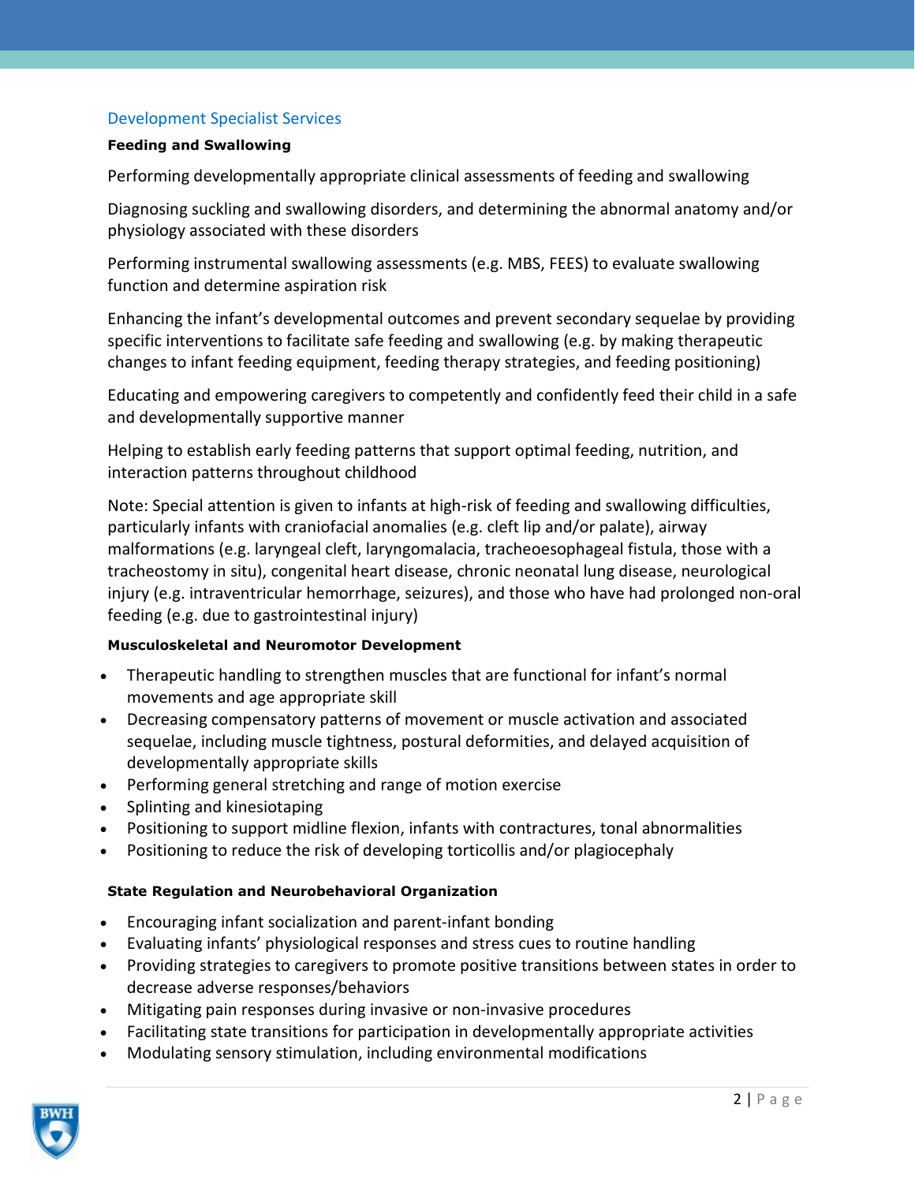## Development Specialist Services

#### Feeding and Swallowing

Performing developmentally appropriate clinical assessments of feeding and swallowing

Diagnosing suckling and swallowing disorders, and determining the abnormal anatomy and/or physiology associated with these disorders

Performing instrumental swallowing assessments (e.g. MBS, FEES) to evaluate swallowing function and determine aspiration risk

Enhancing the infant's developmental outcomes and prevent secondary sequelae by providing specific interventions to facilitate safe feeding and swallowing (e.g. by making therapeutic changes to infant feeding equipment, feeding therapy strategies, and feeding positioning)

Educating and empowering caregivers to competently and confidently feed their child in a safe and developmentally supportive manner

Helping to establish early feeding patterns that support optimal feeding, nutrition, and interaction patterns throughout childhood

Note: Special attention is given to infants at high-risk of feeding and swallowing difficulties, particularly infants with craniofacial anomalies (e.g. cleft lip and/or palate), airway malformations (e.g. laryngeal cleft, laryngomalacia, tracheoesophageal fistula, those with a tracheostomy in situ), congenital heart disease, chronic neonatal lung disease, neurological injury (e.g. intraventricular hemorrhage, seizures), and those who have had prolonged non-oral feeding (e.g. due to gastrointestinal injury)

#### Musculoskeletal and Neuromotor Development

- Therapeutic handling to strengthen muscles that are functional for infant's normal movements and age appropriate skill
- Decreasing compensatory patterns of movement or muscle activation and associated sequelae, including muscle tightness, postural deformities, and delayed acquisition of developmentally appropriate skills
- Performing general stretching and range of motion exercise
- Splinting and kinesiotaping
- Positioning to support midline flexion, infants with contractures, tonal abnormalities
- Positioning to reduce the risk of developing torticollis and/or plagiocephaly

#### State Regulation and Neurobehavioral Organization

- Encouraging infant socialization and parent-infant bonding
- Evaluating infants' physiological responses and stress cues to routine handling
- Providing strategies to caregivers to promote positive transitions between states in order to decrease adverse responses/behaviors
- Mitigating pain responses during invasive or non-invasive procedures
- Facilitating state transitions for participation in developmentally appropriate activities
- Modulating sensory stimulation, including environmental modifications